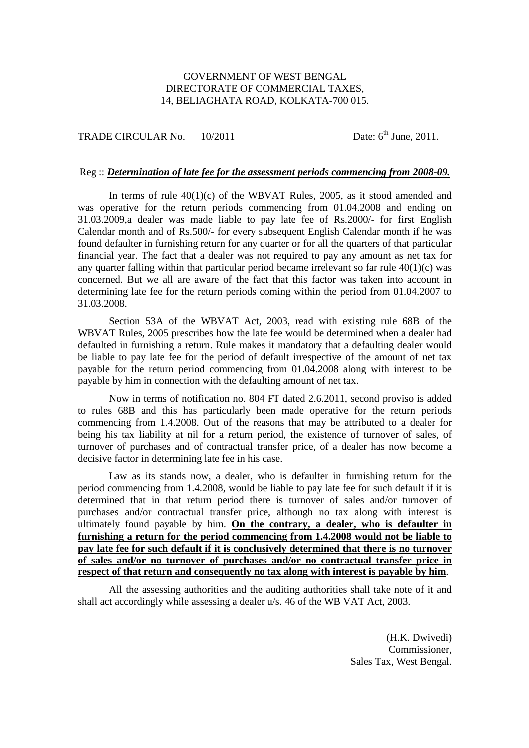GOVERNMENT OF WEST BENGAL
DIRECTORATE OF COMMERCIAL TAXES,
14, BELIAGHATA ROAD, KOLKATA-700 015.

TRADE CIRCULAR No. 10/2011 Date: 6th June, 2011.

Reg :: ***Determination of late fee for the assessment periods commencing from 2008-09.***

In terms of rule 40(1)(c) of the WBVAT Rules, 2005, as it stood amended and was operative for the return periods commencing from 01.04.2008 and ending on 31.03.2009,a dealer was made liable to pay late fee of Rs.2000/- for first English Calendar month and of Rs.500/- for every subsequent English Calendar month if he was found defaulter in furnishing return for any quarter or for all the quarters of that particular financial year. The fact that a dealer was not required to pay any amount as net tax for any quarter falling within that particular period became irrelevant so far rule 40(1)(c) was concerned. But we all are aware of the fact that this factor was taken into account in determining late fee for the return periods coming within the period from 01.04.2007 to 31.03.2008.

Section 53A of the WBVAT Act, 2003, read with existing rule 68B of the WBVAT Rules, 2005 prescribes how the late fee would be determined when a dealer had defaulted in furnishing a return. Rule makes it mandatory that a defaulting dealer would be liable to pay late fee for the period of default irrespective of the amount of net tax payable for the return period commencing from 01.04.2008 along with interest to be payable by him in connection with the defaulting amount of net tax.

Now in terms of notification no. 804 FT dated 2.6.2011, second proviso is added to rules 68B and this has particularly been made operative for the return periods commencing from 1.4.2008. Out of the reasons that may be attributed to a dealer for being his tax liability at nil for a return period, the existence of turnover of sales, of turnover of purchases and of contractual transfer price, of a dealer has now become a decisive factor in determining late fee in his case.

Law as its stands now, a dealer, who is defaulter in furnishing return for the period commencing from 1.4.2008, would be liable to pay late fee for such default if it is determined that in that return period there is turnover of sales and/or turnover of purchases and/or contractual transfer price, although no tax along with interest is ultimately found payable by him. **On the contrary, a dealer, who is defaulter in furnishing a return for the period commencing from 1.4.2008 would not be liable to pay late fee for such default if it is conclusively determined that there is no turnover of sales and/or no turnover of purchases and/or no contractual transfer price in respect of that return and consequently no tax along with interest is payable by him**.

All the assessing authorities and the auditing authorities shall take note of it and shall act accordingly while assessing a dealer u/s. 46 of the WB VAT Act, 2003.

(H.K. Dwivedi)
Commissioner,
Sales Tax, West Bengal.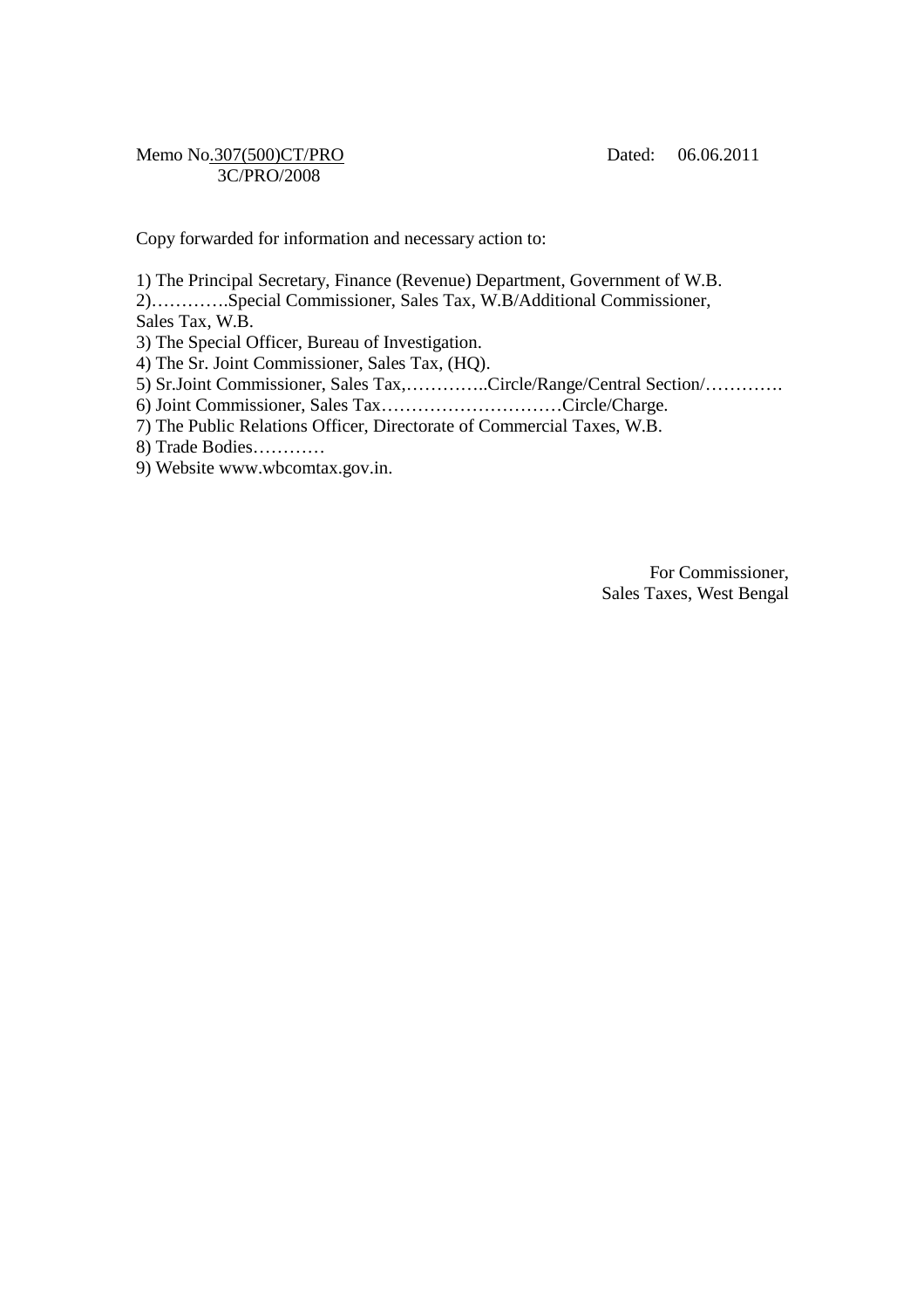Memo No.307(500)CT/PRO  
3C/PRO/2008

Dated: 06.06.2011

Copy forwarded for information and necessary action to:

1) The Principal Secretary, Finance (Revenue) Department, Government of W.B.
2)………….Special Commissioner, Sales Tax, W.B/Additional Commissioner, Sales Tax, W.B.
3) The Special Officer, Bureau of Investigation.
4) The Sr. Joint Commissioner, Sales Tax, (HQ).
5) Sr.Joint Commissioner, Sales Tax,…………..Circle/Range/Central Section/………….
6) Joint Commissioner, Sales Tax…………………………Circle/Charge.
7) The Public Relations Officer, Directorate of Commercial Taxes, W.B.
8) Trade Bodies…………
9) Website www.wbcomtax.gov.in.

For Commissioner,  
Sales Taxes, West Bengal